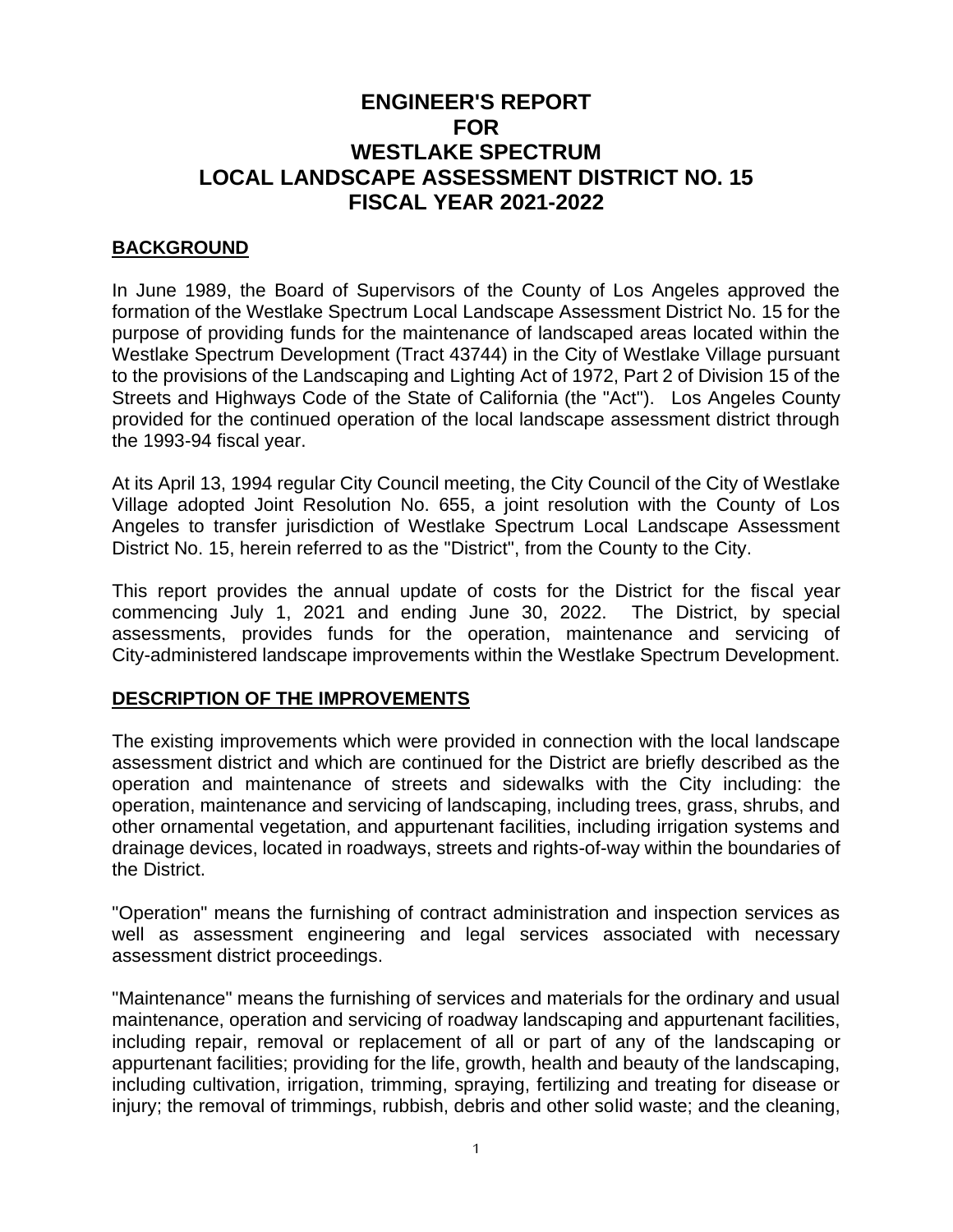# ENGINEER'S REPORT FOR WESTLAKE SPECTRUM LOCAL LANDSCAPE ASSESSMENT DISTRICT NO. 15 FISCAL YEAR 2021-2022

## BACKGROUND

In June 1989, the Board of Supervisors of the County of Los Angeles approved the formation of the Westlake Spectrum Local Landscape Assessment District No. 15 for the purpose of providing funds for the maintenance of landscaped areas located within the Westlake Spectrum Development (Tract 43744) in the City of Westlake Village pursuant to the provisions of the Landscaping and Lighting Act of 1972, Part 2 of Division 15 of the Streets and Highways Code of the State of California (the "Act"). Los Angeles County provided for the continued operation of the local landscape assessment district through the 1993-94 fiscal year.

At its April 13, 1994 regular City Council meeting, the City Council of the City of Westlake Village adopted Joint Resolution No. 655, a joint resolution with the County of Los Angeles to transfer jurisdiction of Westlake Spectrum Local Landscape Assessment District No. 15, herein referred to as the "District", from the County to the City.

This report provides the annual update of costs for the District for the fiscal year commencing July 1, 2021 and ending June 30, 2022. The District, by special assessments, provides funds for the operation, maintenance and servicing of City-administered landscape improvements within the Westlake Spectrum Development.

## DESCRIPTION OF THE IMPROVEMENTS

The existing improvements which were provided in connection with the local landscape assessment district and which are continued for the District are briefly described as the operation and maintenance of streets and sidewalks with the City including: the operation, maintenance and servicing of landscaping, including trees, grass, shrubs, and other ornamental vegetation, and appurtenant facilities, including irrigation systems and drainage devices, located in roadways, streets and rights-of-way within the boundaries of the District.

"Operation" means the furnishing of contract administration and inspection services as well as assessment engineering and legal services associated with necessary assessment district proceedings.

"Maintenance" means the furnishing of services and materials for the ordinary and usual maintenance, operation and servicing of roadway landscaping and appurtenant facilities, including repair, removal or replacement of all or part of any of the landscaping or appurtenant facilities; providing for the life, growth, health and beauty of the landscaping, including cultivation, irrigation, trimming, spraying, fertilizing and treating for disease or injury; the removal of trimmings, rubbish, debris and other solid waste; and the cleaning,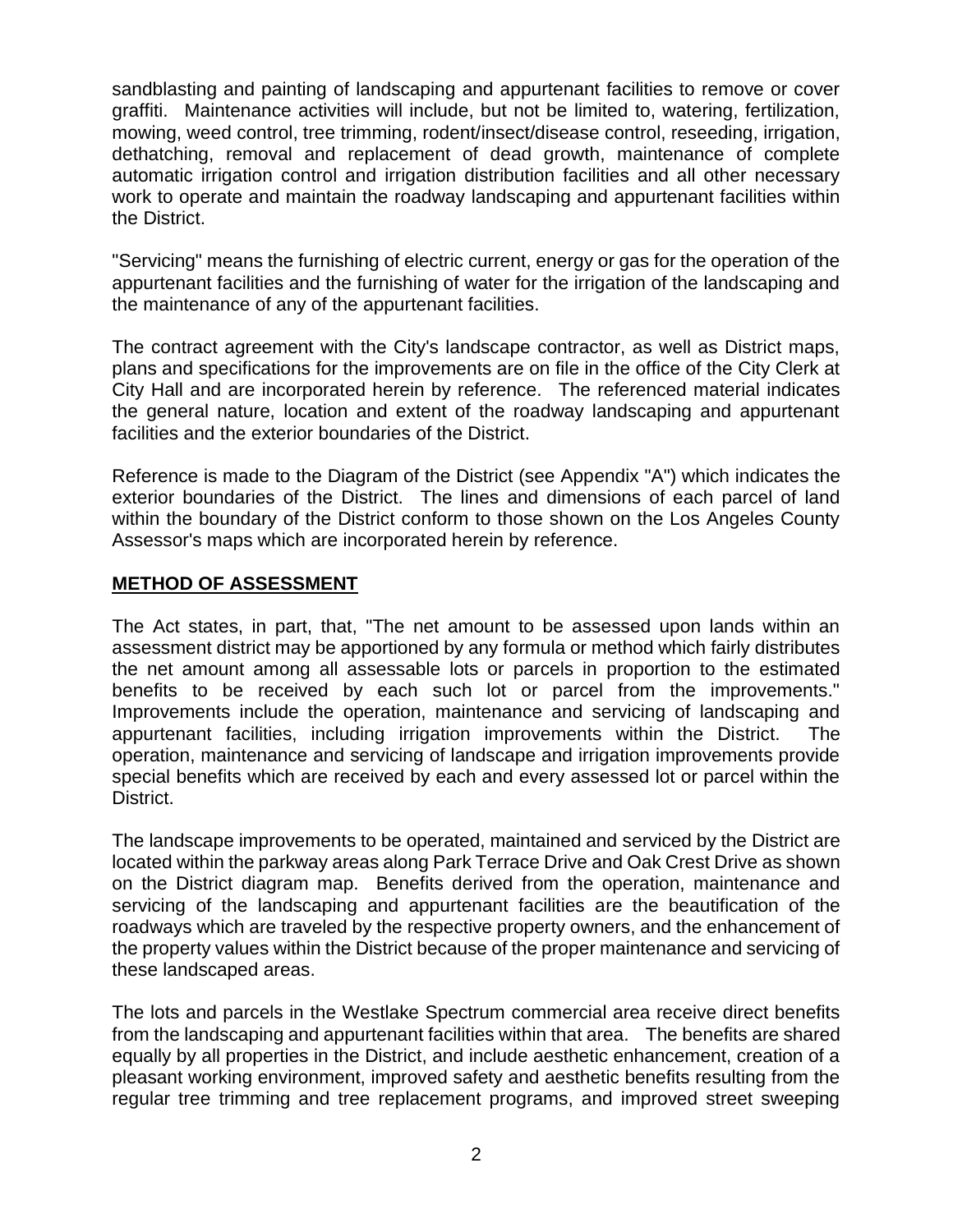sandblasting and painting of landscaping and appurtenant facilities to remove or cover graffiti. Maintenance activities will include, but not be limited to, watering, fertilization, mowing, weed control, tree trimming, rodent/insect/disease control, reseeding, irrigation, dethatching, removal and replacement of dead growth, maintenance of complete automatic irrigation control and irrigation distribution facilities and all other necessary work to operate and maintain the roadway landscaping and appurtenant facilities within the District.

"Servicing" means the furnishing of electric current, energy or gas for the operation of the appurtenant facilities and the furnishing of water for the irrigation of the landscaping and the maintenance of any of the appurtenant facilities.

The contract agreement with the City's landscape contractor, as well as District maps, plans and specifications for the improvements are on file in the office of the City Clerk at City Hall and are incorporated herein by reference. The referenced material indicates the general nature, location and extent of the roadway landscaping and appurtenant facilities and the exterior boundaries of the District.

Reference is made to the Diagram of the District (see Appendix "A") which indicates the exterior boundaries of the District. The lines and dimensions of each parcel of land within the boundary of the District conform to those shown on the Los Angeles County Assessor's maps which are incorporated herein by reference.

## METHOD OF ASSESSMENT

The Act states, in part, that, "The net amount to be assessed upon lands within an assessment district may be apportioned by any formula or method which fairly distributes the net amount among all assessable lots or parcels in proportion to the estimated benefits to be received by each such lot or parcel from the improvements." Improvements include the operation, maintenance and servicing of landscaping and appurtenant facilities, including irrigation improvements within the District. The operation, maintenance and servicing of landscape and irrigation improvements provide special benefits which are received by each and every assessed lot or parcel within the District.

The landscape improvements to be operated, maintained and serviced by the District are located within the parkway areas along Park Terrace Drive and Oak Crest Drive as shown on the District diagram map. Benefits derived from the operation, maintenance and servicing of the landscaping and appurtenant facilities are the beautification of the roadways which are traveled by the respective property owners, and the enhancement of the property values within the District because of the proper maintenance and servicing of these landscaped areas.

The lots and parcels in the Westlake Spectrum commercial area receive direct benefits from the landscaping and appurtenant facilities within that area. The benefits are shared equally by all properties in the District, and include aesthetic enhancement, creation of a pleasant working environment, improved safety and aesthetic benefits resulting from the regular tree trimming and tree replacement programs, and improved street sweeping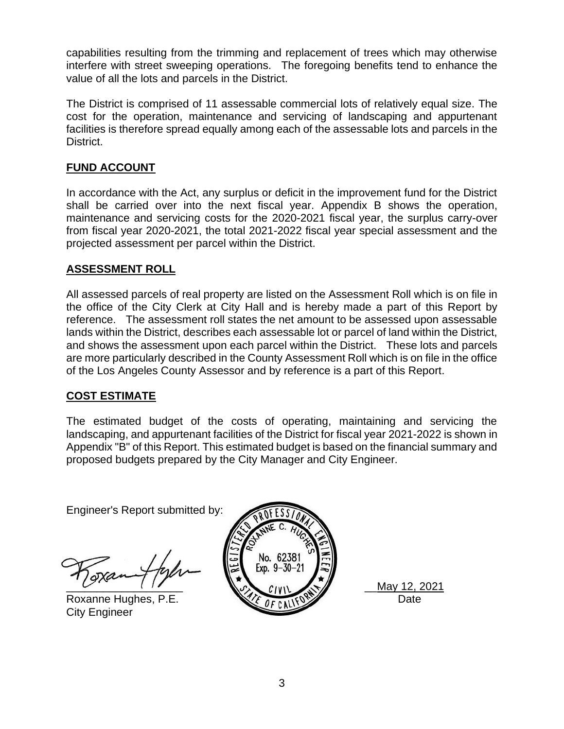capabilities resulting from the trimming and replacement of trees which may otherwise interfere with street sweeping operations. The foregoing benefits tend to enhance the value of all the lots and parcels in the District.

The District is comprised of 11 assessable commercial lots of relatively equal size. The cost for the operation, maintenance and servicing of landscaping and appurtenant facilities is therefore spread equally among each of the assessable lots and parcels in the District.

## FUND ACCOUNT

In accordance with the Act, any surplus or deficit in the improvement fund for the District shall be carried over into the next fiscal year. Appendix B shows the operation, maintenance and servicing costs for the 2020-2021 fiscal year, the surplus carry-over from fiscal year 2020-2021, the total 2021-2022 fiscal year special assessment and the projected assessment per parcel within the District.

## ASSESSMENT ROLL

All assessed parcels of real property are listed on the Assessment Roll which is on file in the office of the City Clerk at City Hall and is hereby made a part of this Report by reference. The assessment roll states the net amount to be assessed upon assessable lands within the District, describes each assessable lot or parcel of land within the District, and shows the assessment upon each parcel within the District. These lots and parcels are more particularly described in the County Assessment Roll which is on file in the office of the Los Angeles County Assessor and by reference is a part of this Report.

## COST ESTIMATE

The estimated budget of the costs of operating, maintaining and servicing the landscaping, and appurtenant facilities of the District for fiscal year 2021-2022 is shown in Appendix "B" of this Report. This estimated budget is based on the financial summary and proposed budgets prepared by the City Manager and City Engineer.

Engineer's Report submitted by:

REGISTERED PROFESSIONAL ENGINEER
ROXANNE C. HUGHES
No. 62381
Exp. 9-30-21
CIVIL
STATE OF CALIFORNIA

Roxanne Hughes, P.E.
City Engineer

May 12, 2021
Date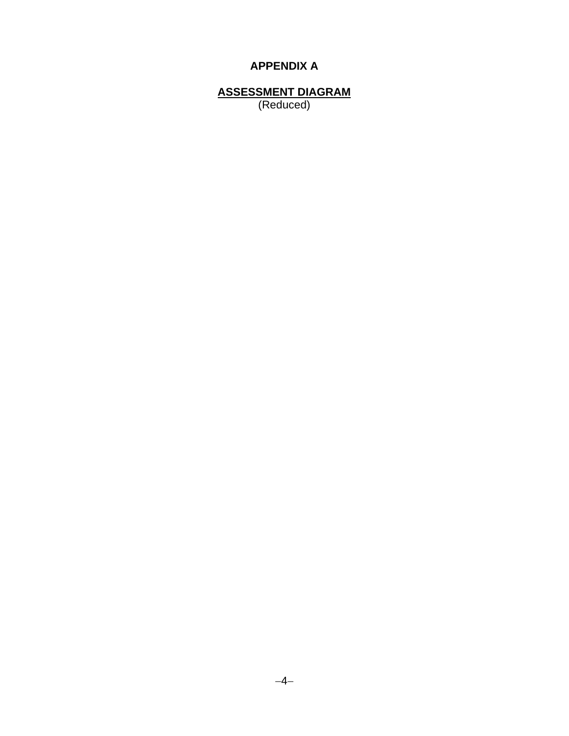# APPENDIX A

## ASSESSMENT DIAGRAM

(Reduced)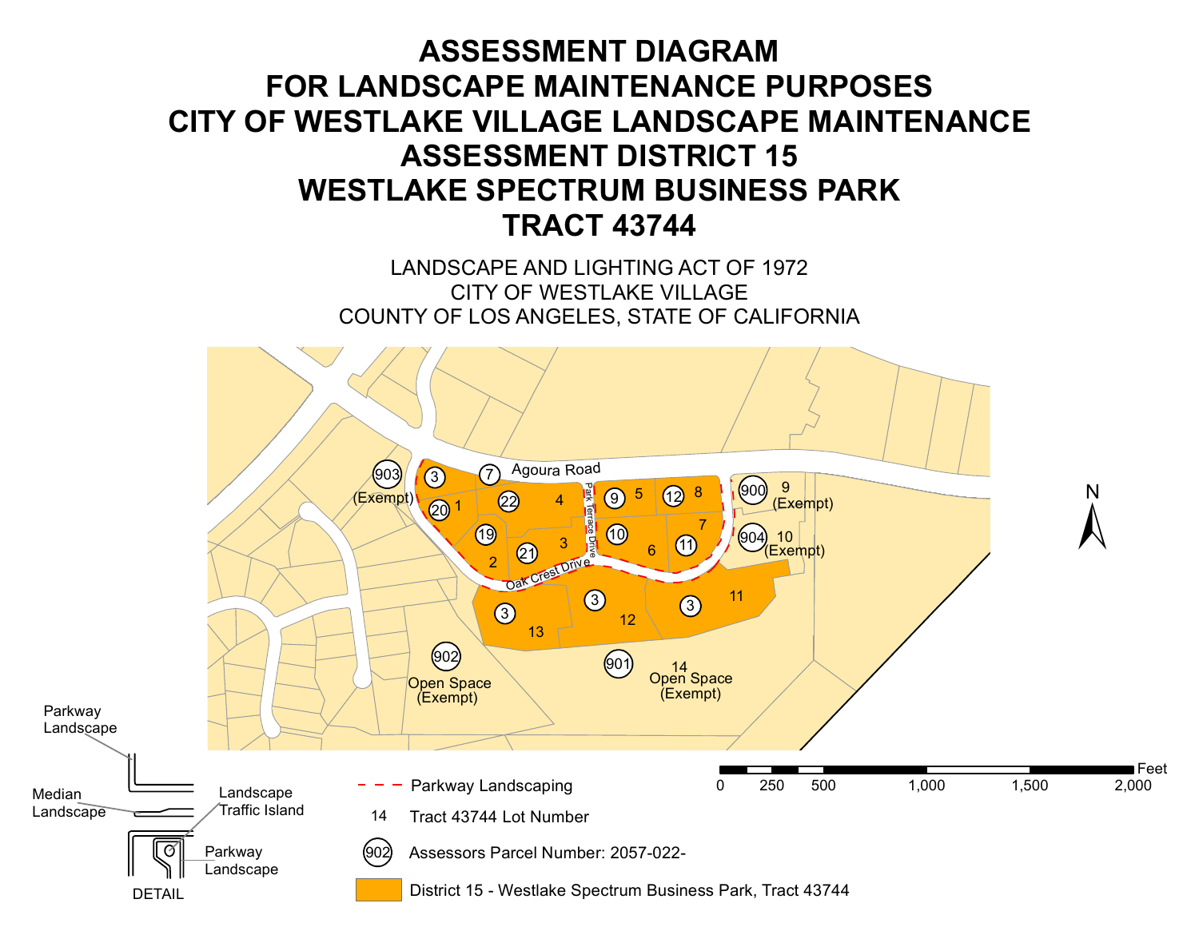# ASSESSMENT DIAGRAM
# FOR LANDSCAPE MAINTENANCE PURPOSES
# CITY OF WESTLAKE VILLAGE LANDSCAPE MAINTENANCE
# ASSESSMENT DISTRICT 15
# WESTLAKE SPECTRUM BUSINESS PARK
# TRACT 43744

LANDSCAPE AND LIGHTING ACT OF 1972
CITY OF WESTLAKE VILLAGE
COUNTY OF LOS ANGELES, STATE OF CALIFORNIA

Agoura Road

Park Terrace Drive

Oak Crest Drive

903 (Exempt)

3 1 20 7 22 4 19 2 21 3 9 5 12 8 10 6 11 7

900 9 (Exempt)

904 10 (Exempt)

3 13 3 12 3 11

902 Open Space (Exempt)

901 14 Open Space (Exempt)

N

Feet: 0 250 500 1,000 1,500 2,000

Parkway Landscape

Median Landscape

Landscape Traffic Island

Parkway Landscape

DETAIL

- - - Parkway Landscaping

14 Tract 43744 Lot Number

902 Assessors Parcel Number: 2057-022-

District 15 - Westlake Spectrum Business Park, Tract 43744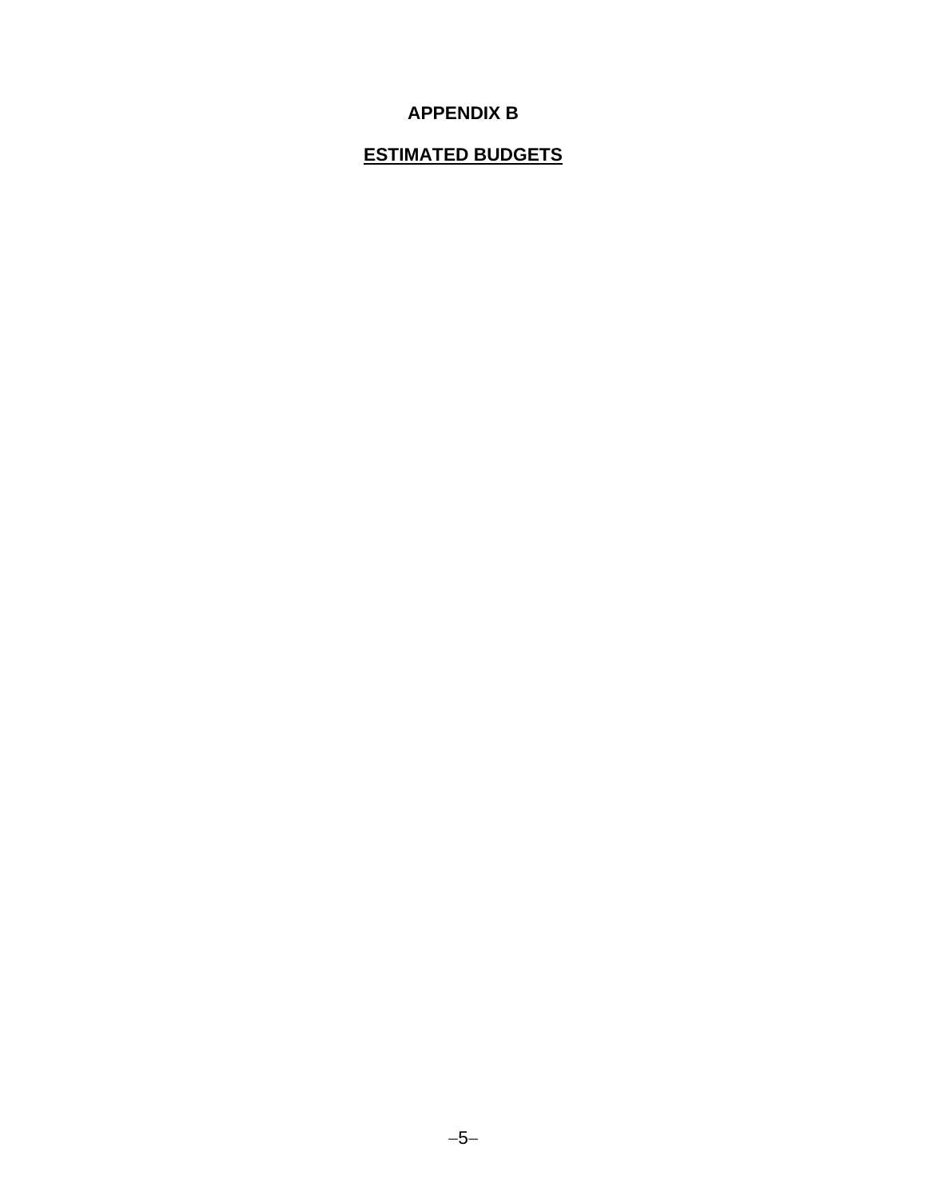# APPENDIX B

## ESTIMATED BUDGETS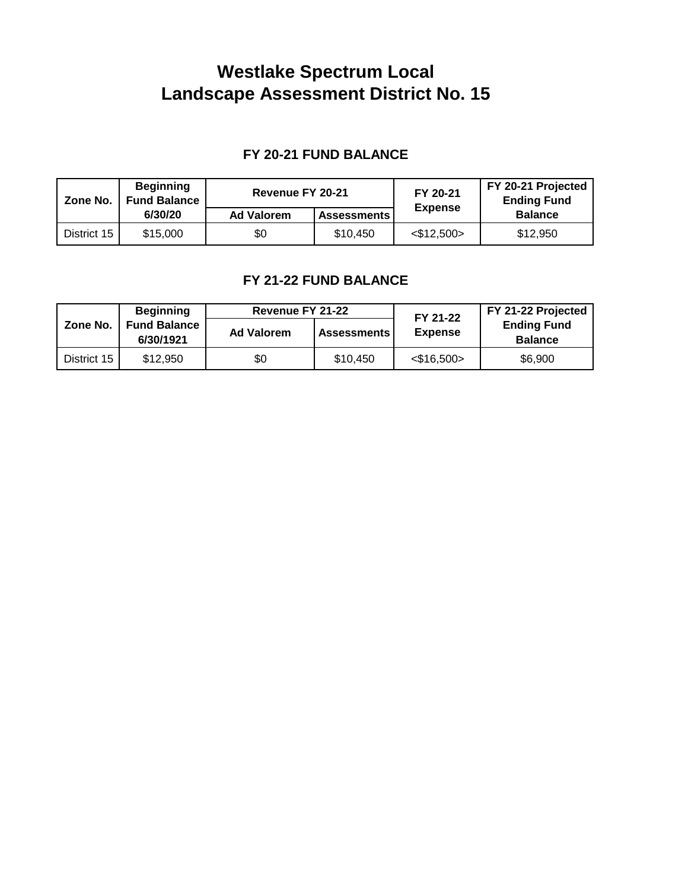# Westlake Spectrum Local
# Landscape Assessment District No. 15

### FY 20-21 FUND BALANCE

| Zone No. | Beginning Fund Balance 6/30/20 | Revenue FY 20-21 | | FY 20-21 Expense | FY 20-21 Projected Ending Fund Balance |
|---|---|---|---|---|---|
| | | Ad Valorem | Assessments | | |
| District 15 | $15,000 | $0 | $10,450 | <$12,500> | $12,950 |

### FY 21-22 FUND BALANCE

| Zone No. | Beginning Fund Balance 6/30/1921 | Revenue FY 21-22 | | FY 21-22 Expense | FY 21-22 Projected Ending Fund Balance |
|---|---|---|---|---|---|
| | | Ad Valorem | Assessments | | |
| District 15 | $12,950 | $0 | $10,450 | <$16,500> | $6,900 |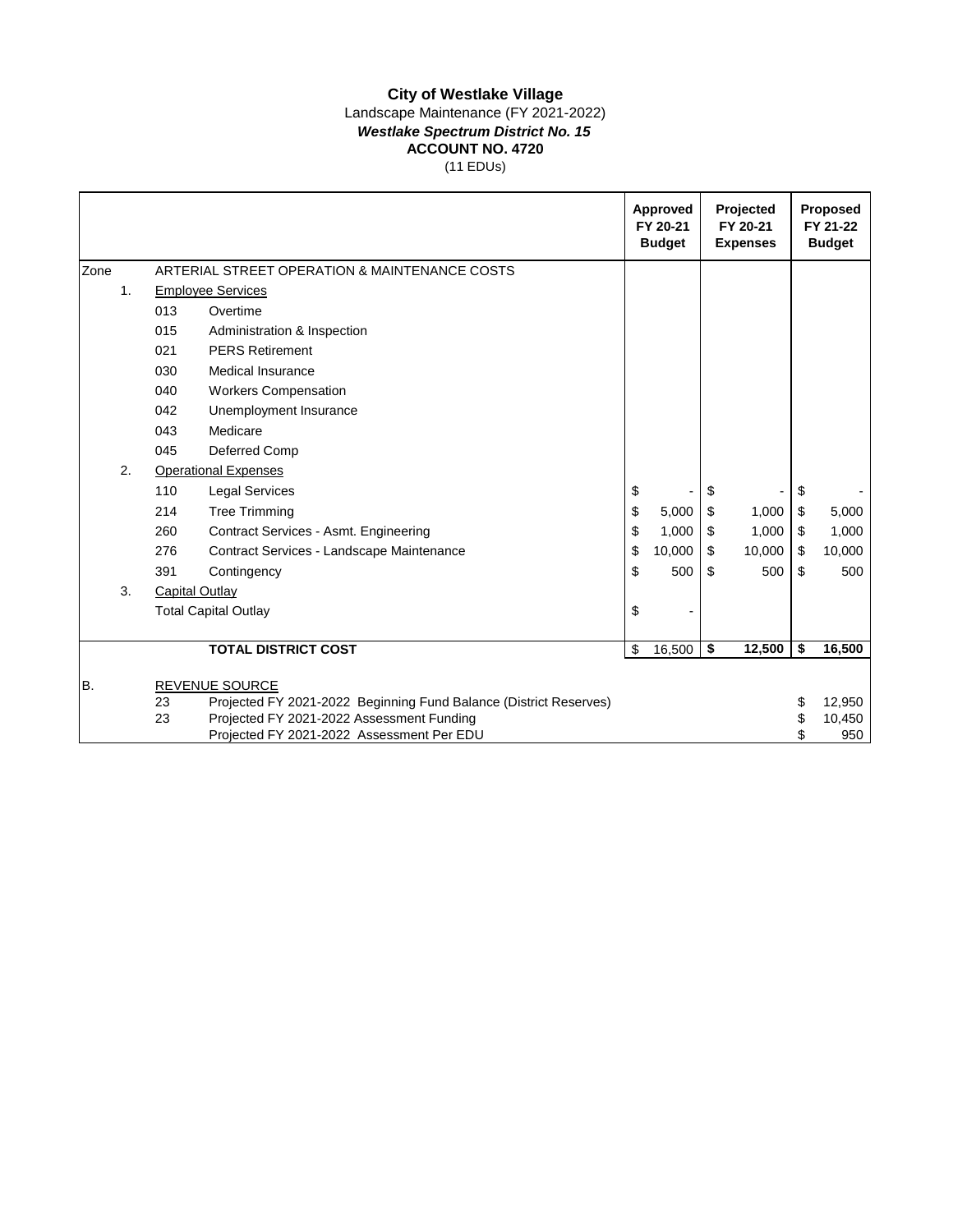**City of Westlake Village**

Landscape Maintenance (FY 2021-2022)

***Westlake Spectrum District No. 15***

**ACCOUNT NO. 4720**

(11 EDUs)

| | | | **Approved FY 20-21 Budget** | **Projected FY 20-21 Expenses** | **Proposed FY 21-22 Budget** |
|---|---|---|---|---|---|
| Zone | | ARTERIAL STREET OPERATION & MAINTENANCE COSTS | | | |
| 1. | Employee Services | | | | |
| | 013 | Overtime | | | |
| | 015 | Administration & Inspection | | | |
| | 021 | PERS Retirement | | | |
| | 030 | Medical Insurance | | | |
| | 040 | Workers Compensation | | | |
| | 042 | Unemployment Insurance | | | |
| | 043 | Medicare | | | |
| | 045 | Deferred Comp | | | |
| 2. | Operational Expenses | | | | |
| | 110 | Legal Services | $ - | $ - | $ - |
| | 214 | Tree Trimming | $ 5,000 | $ 1,000 | $ 5,000 |
| | 260 | Contract Services - Asmt. Engineering | $ 1,000 | $ 1,000 | $ 1,000 |
| | 276 | Contract Services - Landscape Maintenance | $ 10,000 | $ 10,000 | $ 10,000 |
| | 391 | Contingency | $ 500 | $ 500 | $ 500 |
| 3. | Capital Outlay | | | | |
| | Total Capital Outlay | | $ - | | |
| | | **TOTAL DISTRICT COST** | $ 16,500 | **$ 12,500** | **$ 16,500** |
| B. | REVENUE SOURCE | | | | |
| | 23 | Projected FY 2021-2022 Beginning Fund Balance (District Reserves) | | | $ 12,950 |
| | 23 | Projected FY 2021-2022 Assessment Funding | | | $ 10,450 |
| | | Projected FY 2021-2022 Assessment Per EDU | | | $ 950 |